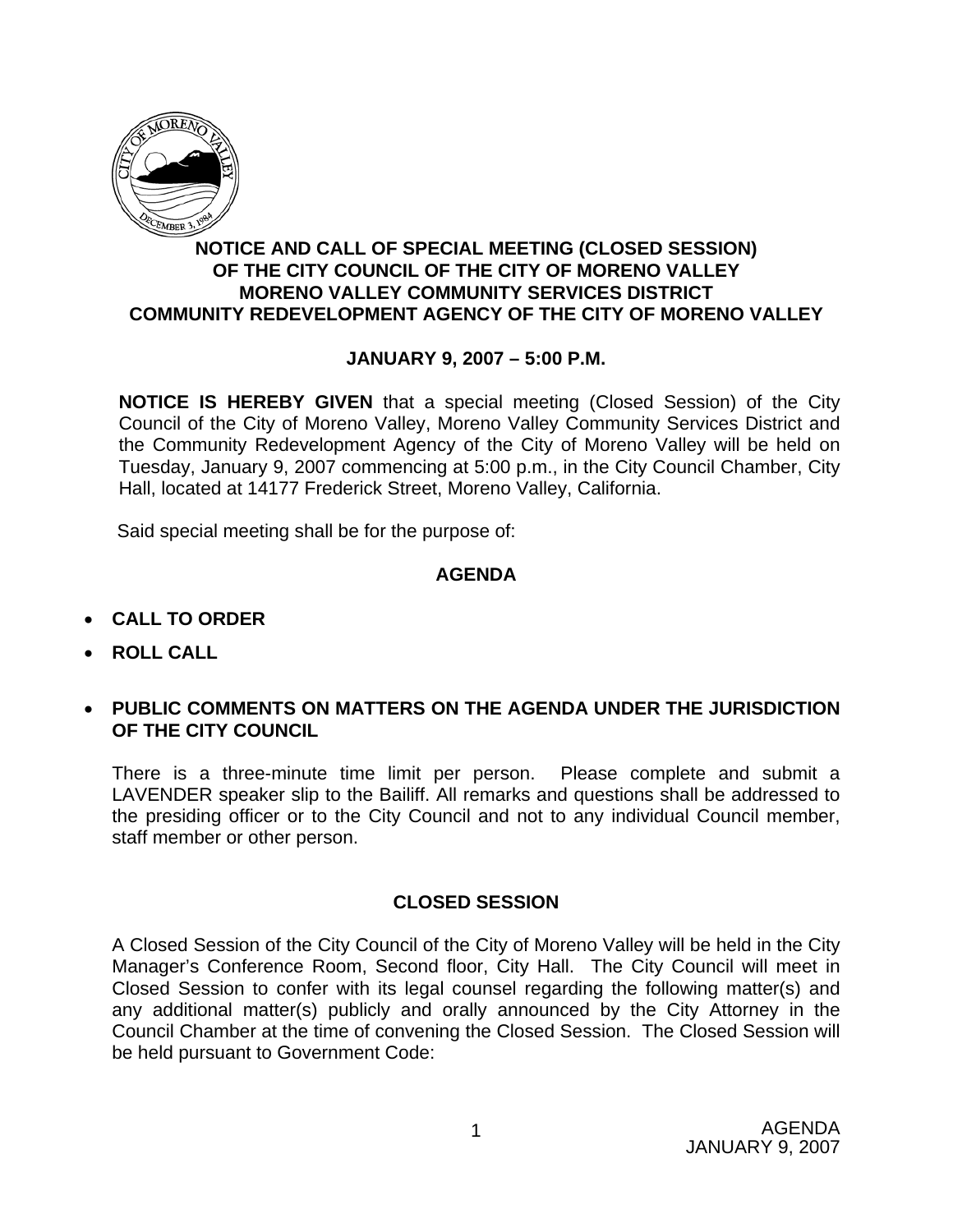**NOTICE AND CALL OF SPECIAL MEETING (CLOSED SESSION)**
**OF THE CITY COUNCIL OF THE CITY OF MORENO VALLEY**
**MORENO VALLEY COMMUNITY SERVICES DISTRICT**
**COMMUNITY REDEVELOPMENT AGENCY OF THE CITY OF MORENO VALLEY**

**JANUARY 9, 2007 – 5:00 P.M.**

**NOTICE IS HEREBY GIVEN** that a special meeting (Closed Session) of the City Council of the City of Moreno Valley, Moreno Valley Community Services District and the Community Redevelopment Agency of the City of Moreno Valley will be held on Tuesday, January 9, 2007 commencing at 5:00 p.m., in the City Council Chamber, City Hall, located at 14177 Frederick Street, Moreno Valley, California.

Said special meeting shall be for the purpose of:

## AGENDA

- **CALL TO ORDER**
- **ROLL CALL**
- **PUBLIC COMMENTS ON MATTERS ON THE AGENDA UNDER THE JURISDICTION OF THE CITY COUNCIL**

There is a three-minute time limit per person. Please complete and submit a LAVENDER speaker slip to the Bailiff. All remarks and questions shall be addressed to the presiding officer or to the City Council and not to any individual Council member, staff member or other person.

## CLOSED SESSION

A Closed Session of the City Council of the City of Moreno Valley will be held in the City Manager's Conference Room, Second floor, City Hall. The City Council will meet in Closed Session to confer with its legal counsel regarding the following matter(s) and any additional matter(s) publicly and orally announced by the City Attorney in the Council Chamber at the time of convening the Closed Session. The Closed Session will be held pursuant to Government Code: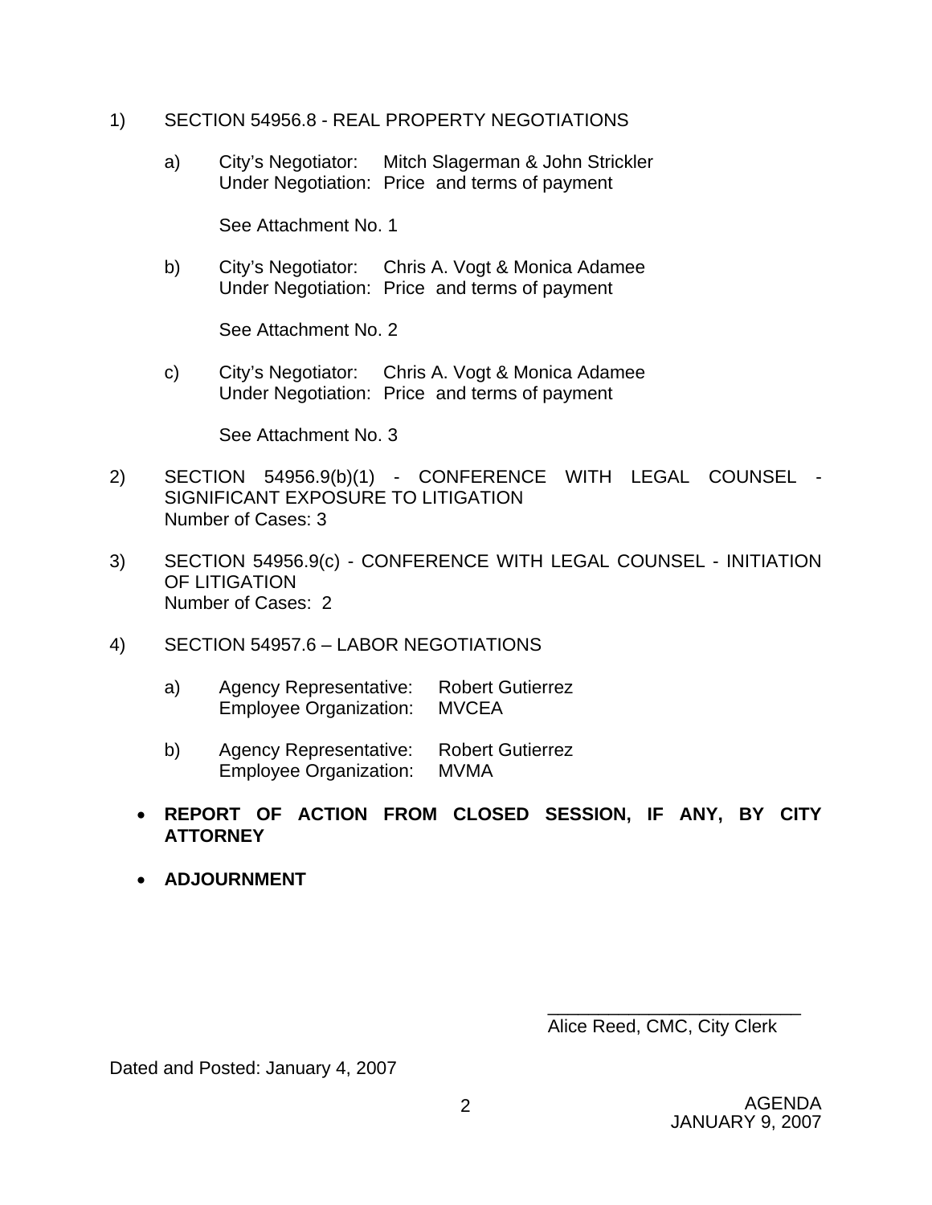1) SECTION 54956.8 - REAL PROPERTY NEGOTIATIONS

   a) City's Negotiator: Mitch Slagerman & John Strickler
      Under Negotiation: Price and terms of payment

      See Attachment No. 1

   b) City's Negotiator: Chris A. Vogt & Monica Adamee
      Under Negotiation: Price and terms of payment

      See Attachment No. 2

   c) City's Negotiator: Chris A. Vogt & Monica Adamee
      Under Negotiation: Price and terms of payment

      See Attachment No. 3

2) SECTION 54956.9(b)(1) - CONFERENCE WITH LEGAL COUNSEL - SIGNIFICANT EXPOSURE TO LITIGATION
   Number of Cases: 3

3) SECTION 54956.9(c) - CONFERENCE WITH LEGAL COUNSEL - INITIATION OF LITIGATION
   Number of Cases: 2

4) SECTION 54957.6 – LABOR NEGOTIATIONS

   a) Agency Representative: Robert Gutierrez
      Employee Organization: MVCEA

   b) Agency Representative: Robert Gutierrez
      Employee Organization: MVMA

- **REPORT OF ACTION FROM CLOSED SESSION, IF ANY, BY CITY ATTORNEY**

- **ADJOURNMENT**

\_\_\_\_\_\_\_\_\_\_\_\_\_\_\_\_\_\_\_\_\_\_\_\_\_
Alice Reed, CMC, City Clerk

Dated and Posted: January 4, 2007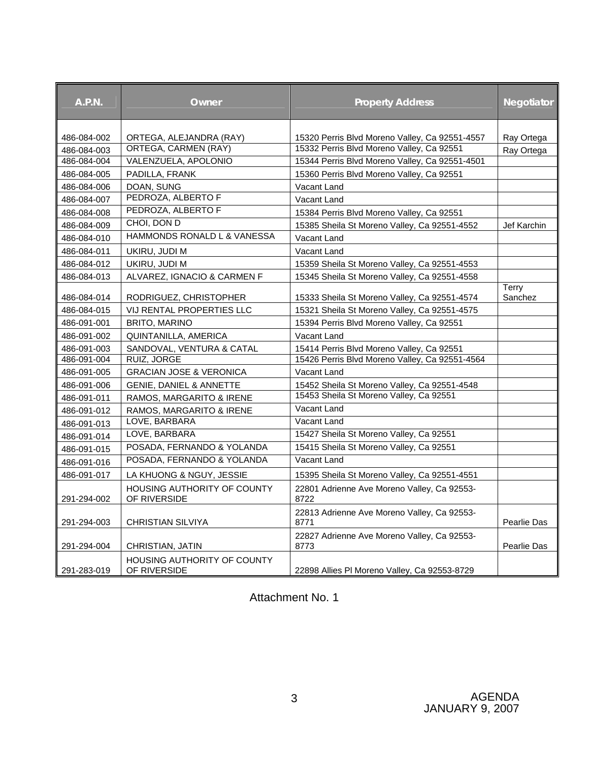| A.P.N. | Owner | Property Address | Negotiator |
| --- | --- | --- | --- |
| 486-084-002 | ORTEGA, ALEJANDRA (RAY) | 15320 Perris Blvd Moreno Valley, Ca 92551-4557 | Ray Ortega |
| 486-084-003 | ORTEGA, CARMEN (RAY) | 15332 Perris Blvd Moreno Valley, Ca 92551 | Ray Ortega |
| 486-084-004 | VALENZUELA, APOLONIO | 15344 Perris Blvd Moreno Valley, Ca 92551-4501 | |
| 486-084-005 | PADILLA, FRANK | 15360 Perris Blvd Moreno Valley, Ca 92551 | |
| 486-084-006 | DOAN, SUNG | Vacant Land | |
| 486-084-007 | PEDROZA, ALBERTO F | Vacant Land | |
| 486-084-008 | PEDROZA, ALBERTO F | 15384 Perris Blvd Moreno Valley, Ca 92551 | |
| 486-084-009 | CHOI, DON D | 15385 Sheila St Moreno Valley, Ca 92551-4552 | Jef Karchin |
| 486-084-010 | HAMMONDS RONALD L & VANESSA | Vacant Land | |
| 486-084-011 | UKIRU, JUDI M | Vacant Land | |
| 486-084-012 | UKIRU, JUDI M | 15359 Sheila St Moreno Valley, Ca 92551-4553 | |
| 486-084-013 | ALVAREZ, IGNACIO & CARMEN F | 15345 Sheila St Moreno Valley, Ca 92551-4558 | |
| 486-084-014 | RODRIGUEZ, CHRISTOPHER | 15333 Sheila St Moreno Valley, Ca 92551-4574 | Terry Sanchez |
| 486-084-015 | VIJ RENTAL PROPERTIES LLC | 15321 Sheila St Moreno Valley, Ca 92551-4575 | |
| 486-091-001 | BRITO, MARINO | 15394 Perris Blvd Moreno Valley, Ca 92551 | |
| 486-091-002 | QUINTANILLA, AMERICA | Vacant Land | |
| 486-091-003 | SANDOVAL, VENTURA & CATAL | 15414 Perris Blvd Moreno Valley, Ca 92551 | |
| 486-091-004 | RUIZ, JORGE | 15426 Perris Blvd Moreno Valley, Ca 92551-4564 | |
| 486-091-005 | GRACIAN JOSE & VERONICA | Vacant Land | |
| 486-091-006 | GENIE, DANIEL & ANNETTE | 15452 Sheila St Moreno Valley, Ca 92551-4548 | |
| 486-091-011 | RAMOS, MARGARITO & IRENE | 15453 Sheila St Moreno Valley, Ca 92551 | |
| 486-091-012 | RAMOS, MARGARITO & IRENE | Vacant Land | |
| 486-091-013 | LOVE, BARBARA | Vacant Land | |
| 486-091-014 | LOVE, BARBARA | 15427 Sheila St Moreno Valley, Ca 92551 | |
| 486-091-015 | POSADA, FERNANDO & YOLANDA | 15415 Sheila St Moreno Valley, Ca 92551 | |
| 486-091-016 | POSADA, FERNANDO & YOLANDA | Vacant Land | |
| 486-091-017 | LA KHUONG & NGUY, JESSIE | 15395 Sheila St Moreno Valley, Ca 92551-4551 | |
| 291-294-002 | HOUSING AUTHORITY OF COUNTY OF RIVERSIDE | 22801 Adrienne Ave Moreno Valley, Ca 92553-8722 | |
| 291-294-003 | CHRISTIAN SILVIYA | 22813 Adrienne Ave Moreno Valley, Ca 92553-8771 | Pearlie Das |
| 291-294-004 | CHRISTIAN, JATIN | 22827 Adrienne Ave Moreno Valley, Ca 92553-8773 | Pearlie Das |
| 291-283-019 | HOUSING AUTHORITY OF COUNTY OF RIVERSIDE | 22898 Allies Pl Moreno Valley, Ca 92553-8729 | |

Attachment No. 1

AGENDA
JANUARY 9, 2007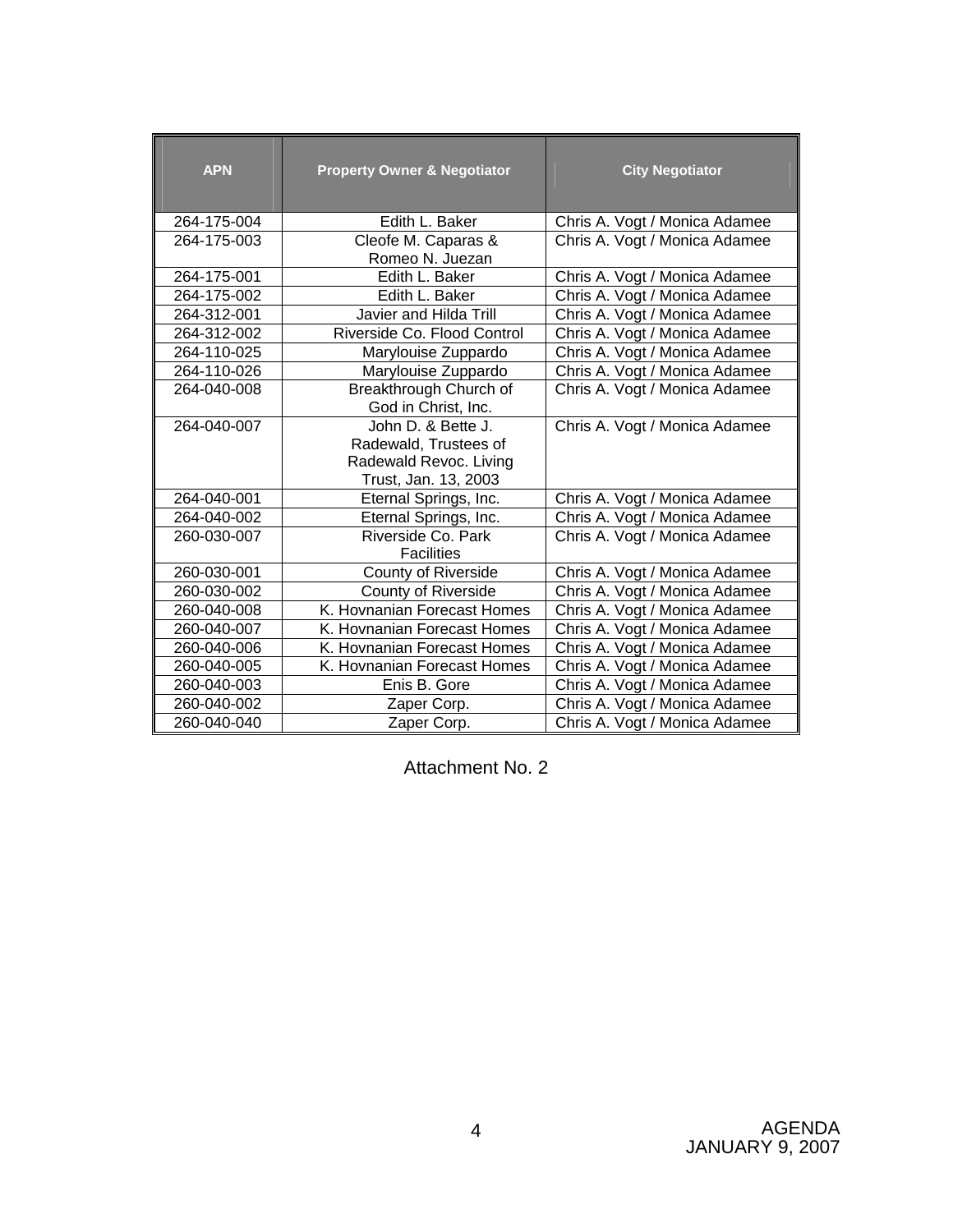| APN | Property Owner & Negotiator | City Negotiator |
|---|---|---|
| 264-175-004 | Edith L. Baker | Chris A. Vogt / Monica Adamee |
| 264-175-003 | Cleofe M. Caparas & Romeo N. Juezan | Chris A. Vogt / Monica Adamee |
| 264-175-001 | Edith L. Baker | Chris A. Vogt / Monica Adamee |
| 264-175-002 | Edith L. Baker | Chris A. Vogt / Monica Adamee |
| 264-312-001 | Javier and Hilda Trill | Chris A. Vogt / Monica Adamee |
| 264-312-002 | Riverside Co. Flood Control | Chris A. Vogt / Monica Adamee |
| 264-110-025 | Marylouise Zuppardo | Chris A. Vogt / Monica Adamee |
| 264-110-026 | Marylouise Zuppardo | Chris A. Vogt / Monica Adamee |
| 264-040-008 | Breakthrough Church of God in Christ, Inc. | Chris A. Vogt / Monica Adamee |
| 264-040-007 | John D. & Bette J. Radewald, Trustees of Radewald Revoc. Living Trust, Jan. 13, 2003 | Chris A. Vogt / Monica Adamee |
| 264-040-001 | Eternal Springs, Inc. | Chris A. Vogt / Monica Adamee |
| 264-040-002 | Eternal Springs, Inc. | Chris A. Vogt / Monica Adamee |
| 260-030-007 | Riverside Co. Park Facilities | Chris A. Vogt / Monica Adamee |
| 260-030-001 | County of Riverside | Chris A. Vogt / Monica Adamee |
| 260-030-002 | County of Riverside | Chris A. Vogt / Monica Adamee |
| 260-040-008 | K. Hovnanian Forecast Homes | Chris A. Vogt / Monica Adamee |
| 260-040-007 | K. Hovnanian Forecast Homes | Chris A. Vogt / Monica Adamee |
| 260-040-006 | K. Hovnanian Forecast Homes | Chris A. Vogt / Monica Adamee |
| 260-040-005 | K. Hovnanian Forecast Homes | Chris A. Vogt / Monica Adamee |
| 260-040-003 | Enis B. Gore | Chris A. Vogt / Monica Adamee |
| 260-040-002 | Zaper Corp. | Chris A. Vogt / Monica Adamee |
| 260-040-040 | Zaper Corp. | Chris A. Vogt / Monica Adamee |

Attachment No. 2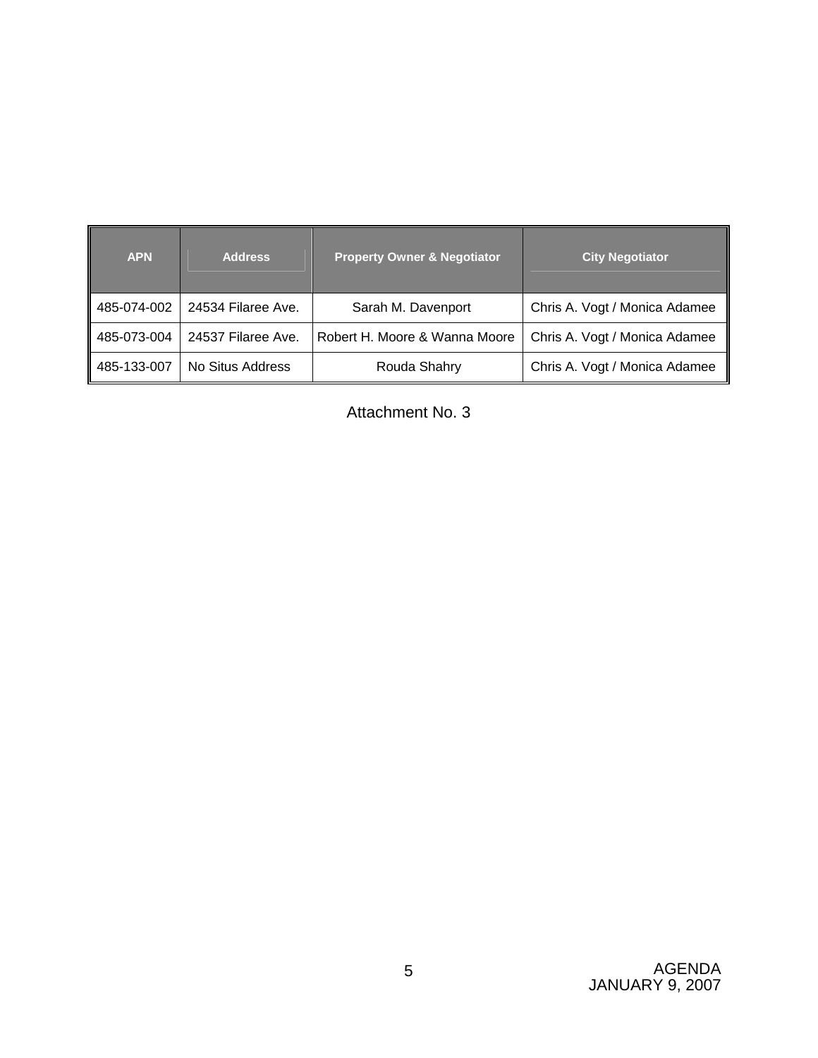| APN | Address | Property Owner & Negotiator | City Negotiator |
|---|---|---|---|
| 485-074-002 | 24534 Filaree Ave. | Sarah M. Davenport | Chris A. Vogt / Monica Adamee |
| 485-073-004 | 24537 Filaree Ave. | Robert H. Moore & Wanna Moore | Chris A. Vogt / Monica Adamee |
| 485-133-007 | No Situs Address | Rouda Shahry | Chris A. Vogt / Monica Adamee |

Attachment No. 3